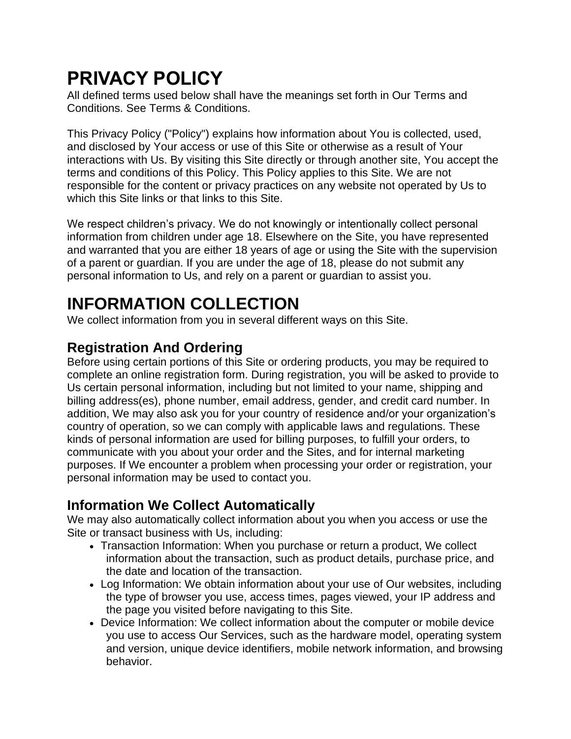# PRIVACY POLICY

All defined terms used below shall have the meanings set forth in Our Terms and Conditions. See Terms & Conditions.

This Privacy Policy ("Policy") explains how information about You is collected, used, and disclosed by Your access or use of this Site or otherwise as a result of Your interactions with Us. By visiting this Site directly or through another site, You accept the terms and conditions of this Policy. This Policy applies to this Site. We are not responsible for the content or privacy practices on any website not operated by Us to which this Site links or that links to this Site.

We respect children's privacy. We do not knowingly or intentionally collect personal information from children under age 18. Elsewhere on the Site, you have represented and warranted that you are either 18 years of age or using the Site with the supervision of a parent or guardian. If you are under the age of 18, please do not submit any personal information to Us, and rely on a parent or guardian to assist you.

# INFORMATION COLLECTION

We collect information from you in several different ways on this Site.

## Registration And Ordering

Before using certain portions of this Site or ordering products, you may be required to complete an online registration form. During registration, you will be asked to provide to Us certain personal information, including but not limited to your name, shipping and billing address(es), phone number, email address, gender, and credit card number. In addition, We may also ask you for your country of residence and/or your organization's country of operation, so we can comply with applicable laws and regulations. These kinds of personal information are used for billing purposes, to fulfill your orders, to communicate with you about your order and the Sites, and for internal marketing purposes. If We encounter a problem when processing your order or registration, your personal information may be used to contact you.

## Information We Collect Automatically

We may also automatically collect information about you when you access or use the Site or transact business with Us, including:

- Transaction Information: When you purchase or return a product, We collect information about the transaction, such as product details, purchase price, and the date and location of the transaction.
- Log Information: We obtain information about your use of Our websites, including the type of browser you use, access times, pages viewed, your IP address and the page you visited before navigating to this Site.
- Device Information: We collect information about the computer or mobile device you use to access Our Services, such as the hardware model, operating system and version, unique device identifiers, mobile network information, and browsing behavior.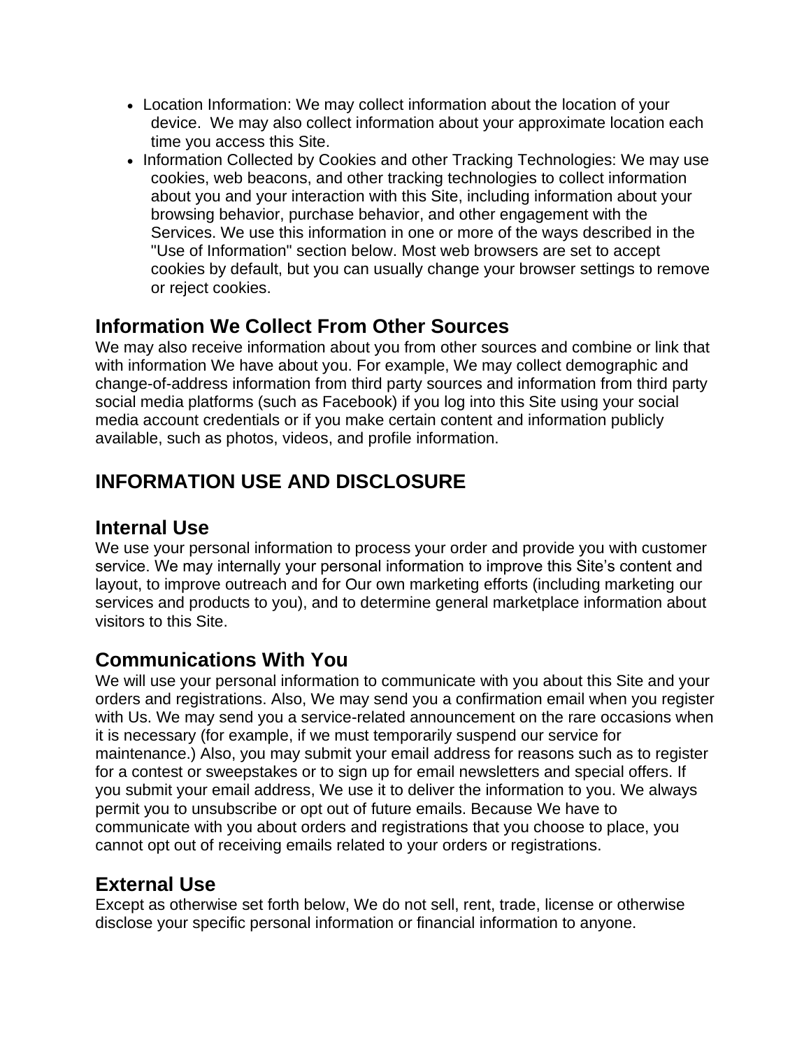- Location Information: We may collect information about the location of your device.  We may also collect information about your approximate location each time you access this Site.
- Information Collected by Cookies and other Tracking Technologies: We may use cookies, web beacons, and other tracking technologies to collect information about you and your interaction with this Site, including information about your browsing behavior, purchase behavior, and other engagement with the Services. We use this information in one or more of the ways described in the "Use of Information" section below. Most web browsers are set to accept cookies by default, but you can usually change your browser settings to remove or reject cookies.

### Information We Collect From Other Sources

We may also receive information about you from other sources and combine or link that with information We have about you. For example, We may collect demographic and change-of-address information from third party sources and information from third party social media platforms (such as Facebook) if you log into this Site using your social media account credentials or if you make certain content and information publicly available, such as photos, videos, and profile information.

## INFORMATION USE AND DISCLOSURE

### Internal Use

We use your personal information to process your order and provide you with customer service. We may internally your personal information to improve this Site’s content and layout, to improve outreach and for Our own marketing efforts (including marketing our services and products to you), and to determine general marketplace information about visitors to this Site.

### Communications With You

We will use your personal information to communicate with you about this Site and your orders and registrations. Also, We may send you a confirmation email when you register with Us. We may send you a service-related announcement on the rare occasions when it is necessary (for example, if we must temporarily suspend our service for maintenance.) Also, you may submit your email address for reasons such as to register for a contest or sweepstakes or to sign up for email newsletters and special offers. If you submit your email address, We use it to deliver the information to you. We always permit you to unsubscribe or opt out of future emails. Because We have to communicate with you about orders and registrations that you choose to place, you cannot opt out of receiving emails related to your orders or registrations.

### External Use

Except as otherwise set forth below, We do not sell, rent, trade, license or otherwise disclose your specific personal information or financial information to anyone.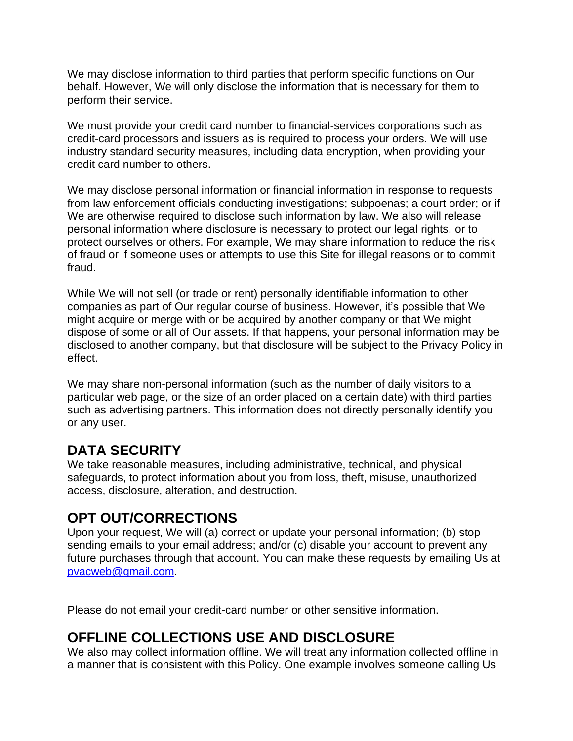We may disclose information to third parties that perform specific functions on Our behalf. However, We will only disclose the information that is necessary for them to perform their service.

We must provide your credit card number to financial-services corporations such as credit-card processors and issuers as is required to process your orders. We will use industry standard security measures, including data encryption, when providing your credit card number to others.

We may disclose personal information or financial information in response to requests from law enforcement officials conducting investigations; subpoenas; a court order; or if We are otherwise required to disclose such information by law. We also will release personal information where disclosure is necessary to protect our legal rights, or to protect ourselves or others. For example, We may share information to reduce the risk of fraud or if someone uses or attempts to use this Site for illegal reasons or to commit fraud.

While We will not sell (or trade or rent) personally identifiable information to other companies as part of Our regular course of business. However, it's possible that We might acquire or merge with or be acquired by another company or that We might dispose of some or all of Our assets. If that happens, your personal information may be disclosed to another company, but that disclosure will be subject to the Privacy Policy in effect.

We may share non-personal information (such as the number of daily visitors to a particular web page, or the size of an order placed on a certain date) with third parties such as advertising partners. This information does not directly personally identify you or any user.

## DATA SECURITY

We take reasonable measures, including administrative, technical, and physical safeguards, to protect information about you from loss, theft, misuse, unauthorized access, disclosure, alteration, and destruction.

## OPT OUT/CORRECTIONS

Upon your request, We will (a) correct or update your personal information; (b) stop sending emails to your email address; and/or (c) disable your account to prevent any future purchases through that account. You can make these requests by emailing Us at pvacweb@gmail.com.

Please do not email your credit-card number or other sensitive information.

## OFFLINE COLLECTIONS USE AND DISCLOSURE

We also may collect information offline. We will treat any information collected offline in a manner that is consistent with this Policy. One example involves someone calling Us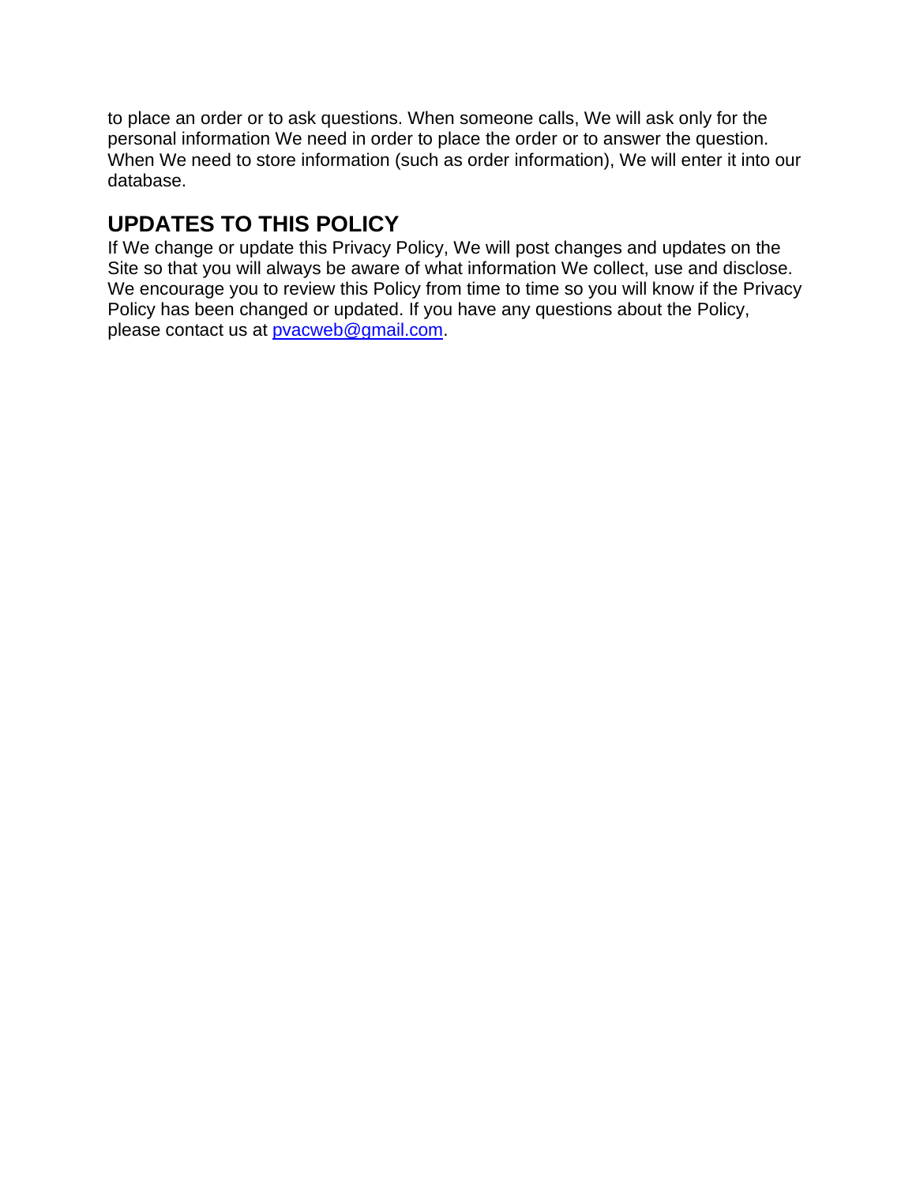to place an order or to ask questions. When someone calls, We will ask only for the personal information We need in order to place the order or to answer the question. When We need to store information (such as order information), We will enter it into our database.

## UPDATES TO THIS POLICY

If We change or update this Privacy Policy, We will post changes and updates on the Site so that you will always be aware of what information We collect, use and disclose. We encourage you to review this Policy from time to time so you will know if the Privacy Policy has been changed or updated. If you have any questions about the Policy, please contact us at pvacweb@gmail.com.